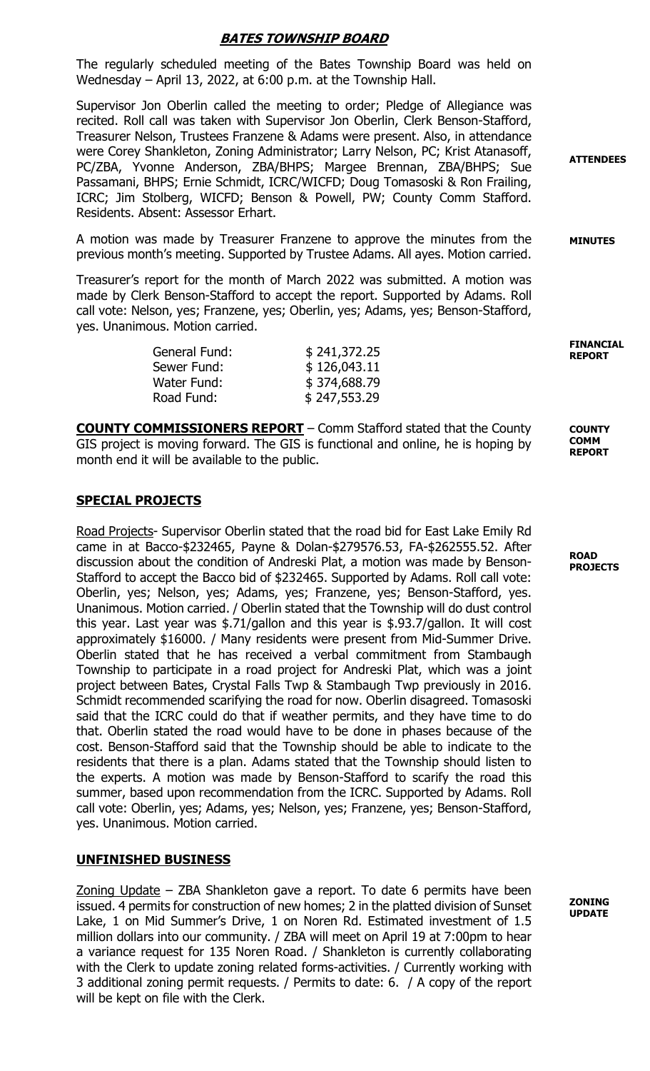# *BATES TOWNSHIP BOARD*

The regularly scheduled meeting of the Bates Township Board was held on Wednesday – April 13, 2022, at 6:00 p.m. at the Township Hall.

**ATTENDEES**

Supervisor Jon Oberlin called the meeting to order; Pledge of Allegiance was recited. Roll call was taken with Supervisor Jon Oberlin, Clerk Benson-Stafford, Treasurer Nelson, Trustees Franzene & Adams were present. Also, in attendance were Corey Shankleton, Zoning Administrator; Larry Nelson, PC; Krist Atanasoff, PC/ZBA, Yvonne Anderson, ZBA/BHPS; Margee Brennan, ZBA/BHPS; Sue Passamani, BHPS; Ernie Schmidt, ICRC/WICFD; Doug Tomasoski & Ron Frailing, ICRC; Jim Stolberg, WICFD; Benson & Powell, PW; County Comm Stafford. Residents. Absent: Assessor Erhart.

**MINUTES**

A motion was made by Treasurer Franzene to approve the minutes from the previous month's meeting. Supported by Trustee Adams. All ayes. Motion carried.

**FINANCIAL REPORT**

Treasurer's report for the month of March 2022 was submitted. A motion was made by Clerk Benson-Stafford to accept the report. Supported by Adams. Roll call vote: Nelson, yes; Franzene, yes; Oberlin, yes; Adams, yes; Benson-Stafford, yes. Unanimous. Motion carried.

| | |
|---|---|
| General Fund: | $ 241,372.25 |
| Sewer Fund: | $ 126,043.11 |
| Water Fund: | $ 374,688.79 |
| Road Fund: | $ 247,553.29 |

**COUNTY COMM REPORT**

**COUNTY COMMISSIONERS REPORT** – Comm Stafford stated that the County GIS project is moving forward. The GIS is functional and online, he is hoping by month end it will be available to the public.

## SPECIAL PROJECTS

**ROAD PROJECTS**

Road Projects- Supervisor Oberlin stated that the road bid for East Lake Emily Rd came in at Bacco-$232465, Payne & Dolan-$279576.53, FA-$262555.52. After discussion about the condition of Andreski Plat, a motion was made by Benson-Stafford to accept the Bacco bid of $232465. Supported by Adams. Roll call vote: Oberlin, yes; Nelson, yes; Adams, yes; Franzene, yes; Benson-Stafford, yes. Unanimous. Motion carried. / Oberlin stated that the Township will do dust control this year. Last year was $.71/gallon and this year is $.93.7/gallon. It will cost approximately $16000. / Many residents were present from Mid-Summer Drive. Oberlin stated that he has received a verbal commitment from Stambaugh Township to participate in a road project for Andreski Plat, which was a joint project between Bates, Crystal Falls Twp & Stambaugh Twp previously in 2016. Schmidt recommended scarifying the road for now. Oberlin disagreed. Tomasoski said that the ICRC could do that if weather permits, and they have time to do that. Oberlin stated the road would have to be done in phases because of the cost. Benson-Stafford said that the Township should be able to indicate to the residents that there is a plan. Adams stated that the Township should listen to the experts. A motion was made by Benson-Stafford to scarify the road this summer, based upon recommendation from the ICRC. Supported by Adams. Roll call vote: Oberlin, yes; Adams, yes; Nelson, yes; Franzene, yes; Benson-Stafford, yes. Unanimous. Motion carried.

## UNFINISHED BUSINESS

**ZONING UPDATE**

Zoning Update – ZBA Shankleton gave a report. To date 6 permits have been issued. 4 permits for construction of new homes; 2 in the platted division of Sunset Lake, 1 on Mid Summer's Drive, 1 on Noren Rd. Estimated investment of 1.5 million dollars into our community. / ZBA will meet on April 19 at 7:00pm to hear a variance request for 135 Noren Road. / Shankleton is currently collaborating with the Clerk to update zoning related forms-activities. / Currently working with 3 additional zoning permit requests. / Permits to date: 6. / A copy of the report will be kept on file with the Clerk.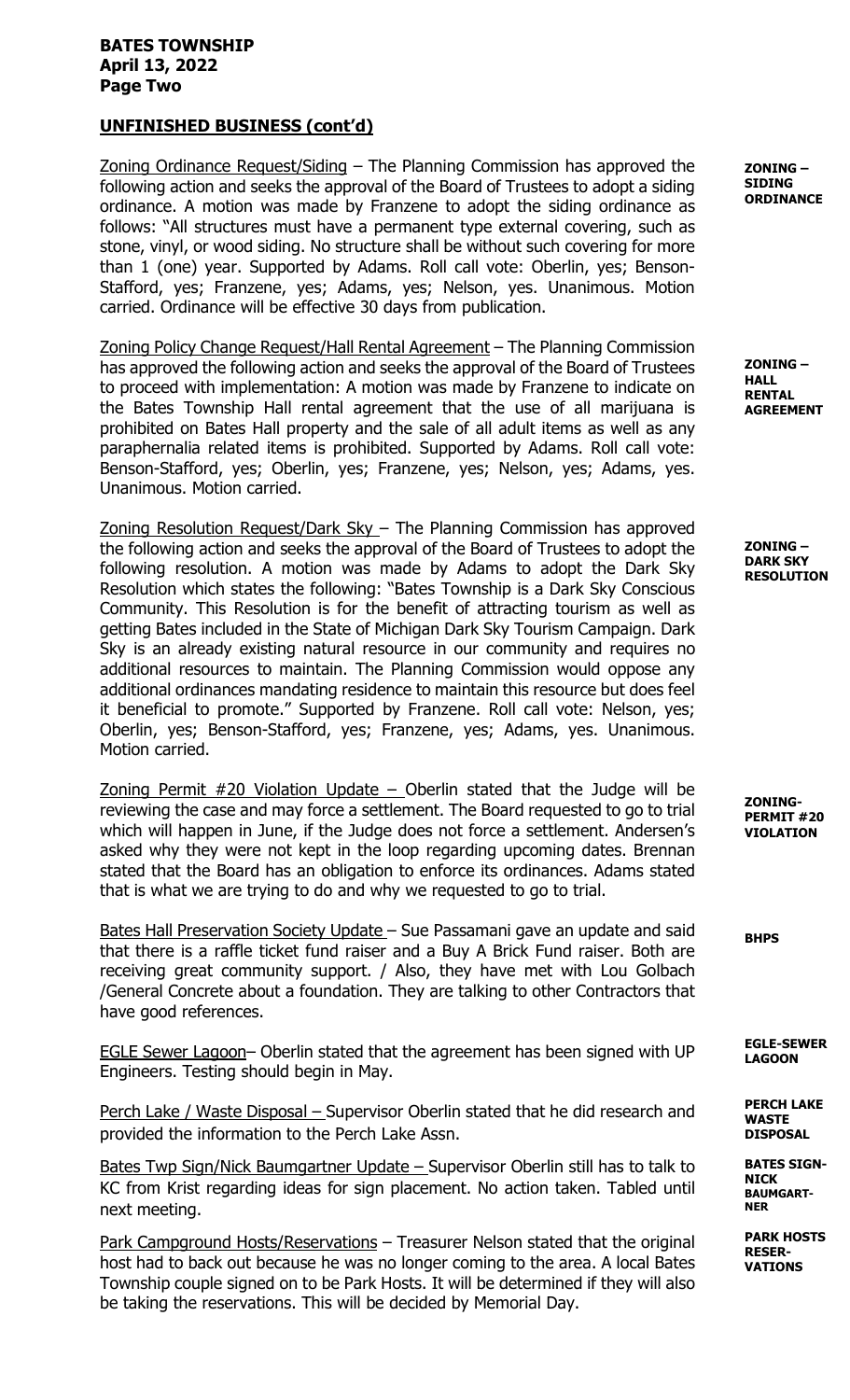## UNFINISHED BUSINESS (cont'd)

**ZONING – SIDING ORDINANCE**

Zoning Ordinance Request/Siding – The Planning Commission has approved the following action and seeks the approval of the Board of Trustees to adopt a siding ordinance. A motion was made by Franzene to adopt the siding ordinance as follows: "All structures must have a permanent type external covering, such as stone, vinyl, or wood siding. No structure shall be without such covering for more than 1 (one) year. Supported by Adams. Roll call vote: Oberlin, yes; Benson-Stafford, yes; Franzene, yes; Adams, yes; Nelson, yes. Unanimous. Motion carried. Ordinance will be effective 30 days from publication.

**ZONING – HALL RENTAL AGREEMENT**

Zoning Policy Change Request/Hall Rental Agreement – The Planning Commission has approved the following action and seeks the approval of the Board of Trustees to proceed with implementation: A motion was made by Franzene to indicate on the Bates Township Hall rental agreement that the use of all marijuana is prohibited on Bates Hall property and the sale of all adult items as well as any paraphernalia related items is prohibited. Supported by Adams. Roll call vote: Benson-Stafford, yes; Oberlin, yes; Franzene, yes; Nelson, yes; Adams, yes. Unanimous. Motion carried.

**ZONING – DARK SKY RESOLUTION**

Zoning Resolution Request/Dark Sky – The Planning Commission has approved the following action and seeks the approval of the Board of Trustees to adopt the following resolution. A motion was made by Adams to adopt the Dark Sky Resolution which states the following: "Bates Township is a Dark Sky Conscious Community. This Resolution is for the benefit of attracting tourism as well as getting Bates included in the State of Michigan Dark Sky Tourism Campaign. Dark Sky is an already existing natural resource in our community and requires no additional resources to maintain. The Planning Commission would oppose any additional ordinances mandating residence to maintain this resource but does feel it beneficial to promote." Supported by Franzene. Roll call vote: Nelson, yes; Oberlin, yes; Benson-Stafford, yes; Franzene, yes; Adams, yes. Unanimous. Motion carried.

**ZONING- PERMIT #20 VIOLATION**

Zoning Permit #20 Violation Update – Oberlin stated that the Judge will be reviewing the case and may force a settlement. The Board requested to go to trial which will happen in June, if the Judge does not force a settlement. Andersen's asked why they were not kept in the loop regarding upcoming dates. Brennan stated that the Board has an obligation to enforce its ordinances. Adams stated that is what we are trying to do and why we requested to go to trial.

**BHPS**

Bates Hall Preservation Society Update – Sue Passamani gave an update and said that there is a raffle ticket fund raiser and a Buy A Brick Fund raiser. Both are receiving great community support. / Also, they have met with Lou Golbach /General Concrete about a foundation. They are talking to other Contractors that have good references.

**EGLE-SEWER LAGOON**

EGLE Sewer Lagoon– Oberlin stated that the agreement has been signed with UP Engineers. Testing should begin in May.

**PERCH LAKE WASTE DISPOSAL**

Perch Lake / Waste Disposal – Supervisor Oberlin stated that he did research and provided the information to the Perch Lake Assn.

**BATES SIGN-NICK BAUMGARTNER**

Bates Twp Sign/Nick Baumgartner Update – Supervisor Oberlin still has to talk to KC from Krist regarding ideas for sign placement. No action taken. Tabled until next meeting.

**PARK HOSTS RESERVATIONS**

Park Campground Hosts/Reservations – Treasurer Nelson stated that the original host had to back out because he was no longer coming to the area. A local Bates Township couple signed on to be Park Hosts. It will be determined if they will also be taking the reservations. This will be decided by Memorial Day.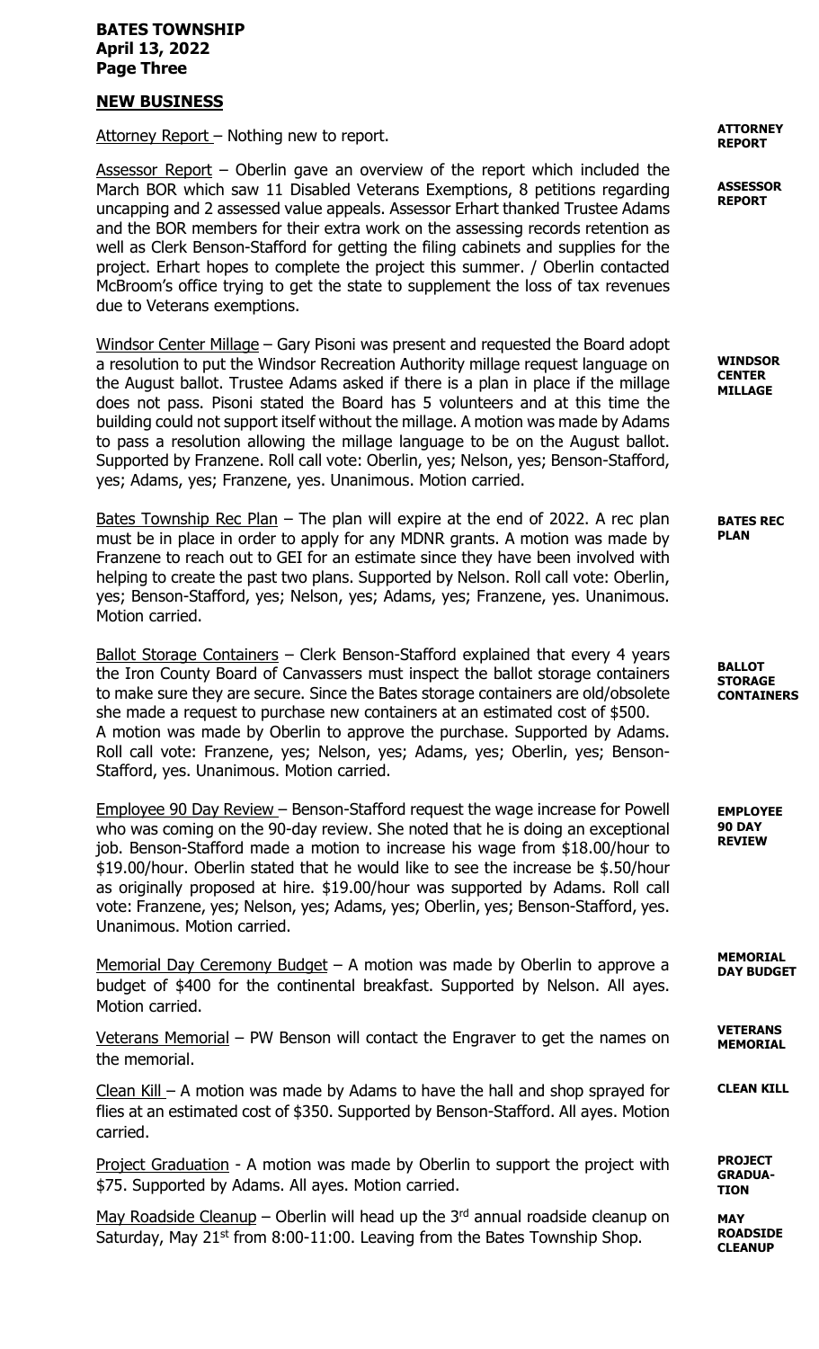## NEW BUSINESS

**ATTORNEY REPORT**

Attorney Report – Nothing new to report.

**ASSESSOR REPORT**

Assessor Report – Oberlin gave an overview of the report which included the March BOR which saw 11 Disabled Veterans Exemptions, 8 petitions regarding uncapping and 2 assessed value appeals. Assessor Erhart thanked Trustee Adams and the BOR members for their extra work on the assessing records retention as well as Clerk Benson-Stafford for getting the filing cabinets and supplies for the project. Erhart hopes to complete the project this summer. / Oberlin contacted McBroom's office trying to get the state to supplement the loss of tax revenues due to Veterans exemptions.

**WINDSOR CENTER MILLAGE**

Windsor Center Millage – Gary Pisoni was present and requested the Board adopt a resolution to put the Windsor Recreation Authority millage request language on the August ballot. Trustee Adams asked if there is a plan in place if the millage does not pass. Pisoni stated the Board has 5 volunteers and at this time the building could not support itself without the millage. A motion was made by Adams to pass a resolution allowing the millage language to be on the August ballot. Supported by Franzene. Roll call vote: Oberlin, yes; Nelson, yes; Benson-Stafford, yes; Adams, yes; Franzene, yes. Unanimous. Motion carried.

**BATES REC PLAN**

Bates Township Rec Plan – The plan will expire at the end of 2022. A rec plan must be in place in order to apply for any MDNR grants. A motion was made by Franzene to reach out to GEI for an estimate since they have been involved with helping to create the past two plans. Supported by Nelson. Roll call vote: Oberlin, yes; Benson-Stafford, yes; Nelson, yes; Adams, yes; Franzene, yes. Unanimous. Motion carried.

**BALLOT STORAGE CONTAINERS**

Ballot Storage Containers – Clerk Benson-Stafford explained that every 4 years the Iron County Board of Canvassers must inspect the ballot storage containers to make sure they are secure. Since the Bates storage containers are old/obsolete she made a request to purchase new containers at an estimated cost of $500. A motion was made by Oberlin to approve the purchase. Supported by Adams. Roll call vote: Franzene, yes; Nelson, yes; Adams, yes; Oberlin, yes; Benson-Stafford, yes. Unanimous. Motion carried.

**EMPLOYEE 90 DAY REVIEW**

Employee 90 Day Review – Benson-Stafford request the wage increase for Powell who was coming on the 90-day review. She noted that he is doing an exceptional job. Benson-Stafford made a motion to increase his wage from $18.00/hour to $19.00/hour. Oberlin stated that he would like to see the increase be $.50/hour as originally proposed at hire. $19.00/hour was supported by Adams. Roll call vote: Franzene, yes; Nelson, yes; Adams, yes; Oberlin, yes; Benson-Stafford, yes. Unanimous. Motion carried.

**MEMORIAL DAY BUDGET**

Memorial Day Ceremony Budget – A motion was made by Oberlin to approve a budget of $400 for the continental breakfast. Supported by Nelson. All ayes. Motion carried.

**VETERANS MEMORIAL**

Veterans Memorial – PW Benson will contact the Engraver to get the names on the memorial.

**CLEAN KILL**

Clean Kill – A motion was made by Adams to have the hall and shop sprayed for flies at an estimated cost of $350. Supported by Benson-Stafford. All ayes. Motion carried.

**PROJECT GRADUATION**

Project Graduation - A motion was made by Oberlin to support the project with $75. Supported by Adams. All ayes. Motion carried.

**MAY ROADSIDE CLEANUP**

May Roadside Cleanup – Oberlin will head up the 3rd annual roadside cleanup on Saturday, May 21st from 8:00-11:00. Leaving from the Bates Township Shop.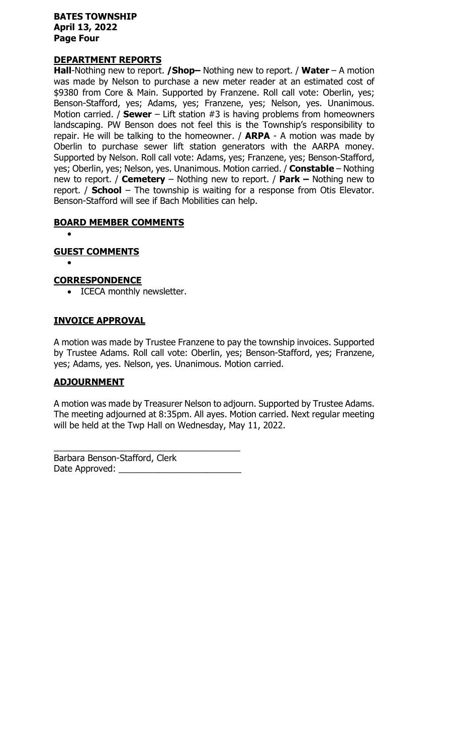## DEPARTMENT REPORTS

**Hall**-Nothing new to report. **/Shop–** Nothing new to report. / **Water** – A motion was made by Nelson to purchase a new meter reader at an estimated cost of $9380 from Core & Main. Supported by Franzene. Roll call vote: Oberlin, yes; Benson-Stafford, yes; Adams, yes; Franzene, yes; Nelson, yes. Unanimous. Motion carried. / **Sewer** – Lift station #3 is having problems from homeowners landscaping. PW Benson does not feel this is the Township's responsibility to repair. He will be talking to the homeowner. / **ARPA** - A motion was made by Oberlin to purchase sewer lift station generators with the AARPA money. Supported by Nelson. Roll call vote: Adams, yes; Franzene, yes; Benson-Stafford, yes; Oberlin, yes; Nelson, yes. Unanimous. Motion carried. / **Constable** – Nothing new to report. / **Cemetery** – Nothing new to report. / **Park –** Nothing new to report. / **School** – The township is waiting for a response from Otis Elevator. Benson-Stafford will see if Bach Mobilities can help.

## BOARD MEMBER COMMENTS

- 

## GUEST COMMENTS

- 

## CORRESPONDENCE

- ICECA monthly newsletter.

## INVOICE APPROVAL

A motion was made by Trustee Franzene to pay the township invoices. Supported by Trustee Adams. Roll call vote: Oberlin, yes; Benson-Stafford, yes; Franzene, yes; Adams, yes. Nelson, yes. Unanimous. Motion carried.

## ADJOURNMENT

A motion was made by Treasurer Nelson to adjourn. Supported by Trustee Adams. The meeting adjourned at 8:35pm. All ayes. Motion carried. Next regular meeting will be held at the Twp Hall on Wednesday, May 11, 2022.

\_\_\_\_\_\_\_\_\_\_\_\_\_\_\_\_\_\_\_\_\_\_\_\_\_\_\_\_\_\_\_\_\_\_\_\_

Barbara Benson-Stafford, Clerk

Date Approved: \_\_\_\_\_\_\_\_\_\_\_\_\_\_\_\_\_\_\_\_\_\_\_\_